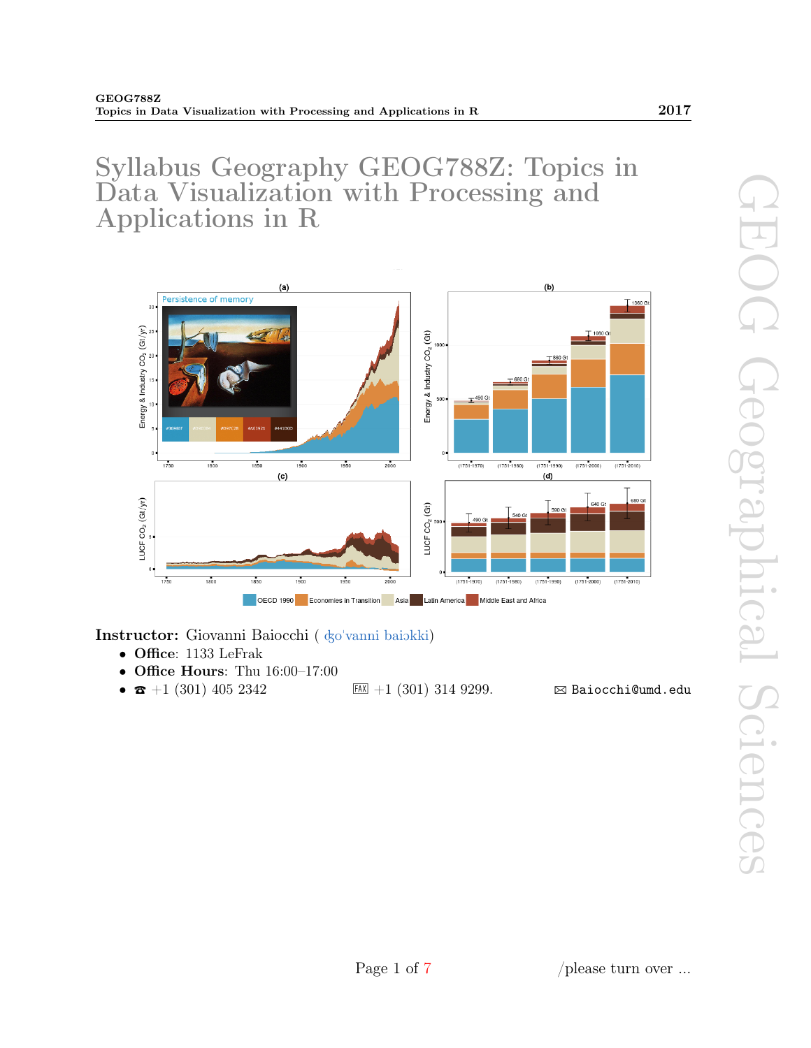# Syllabus Geography GEOG788Z: Topics in Data Visualization with Processing and Applications in R

(a)

Persistence of memory

Energy & Industry $CO_2$ (Gt/yr)

30
25
20
15
10
5
0

1750 1800 1850 1900 1950 2000

#1B9BDF #DBD1B6 #DB7C2B #AB1921 #441D0D

(b)

Energy & Industry $CO_2$ (Gt)

1000
500
0

490 Gt
660 Gt
860 Gt
1080 Gt
1360 Gt

(1751-1970) (1751-1980) (1751-1990) (1751-2000) (1751-2010)

(c)

LUCF $CO_2$ (Gt/yr)

5
0

1750 1800 1850 1900 1950 2000

(d)

LUCF $CO_2$ (Gt)

500
0

490 Gt
540 Gt
590 Gt
640 Gt
680 Gt

(1751-1970) (1751-1980) (1751-1990) (1751-2000) (1751-2010)

OECD 1990 Economies in Transition Asia Latin America Middle East and Africa

GEOG Geographical Sciences

**Instructor:** Giovanni Baiocchi ( dʒoˈvanni baiɔkki)

- **Office**: 1133 LeFrak
- **Office Hours**: Thu 16:00–17:00
- ☎ +1 (301) 405 2342 FAX +1 (301) 314 9299. ✉ Baiocchi@umd.edu

/please turn over ...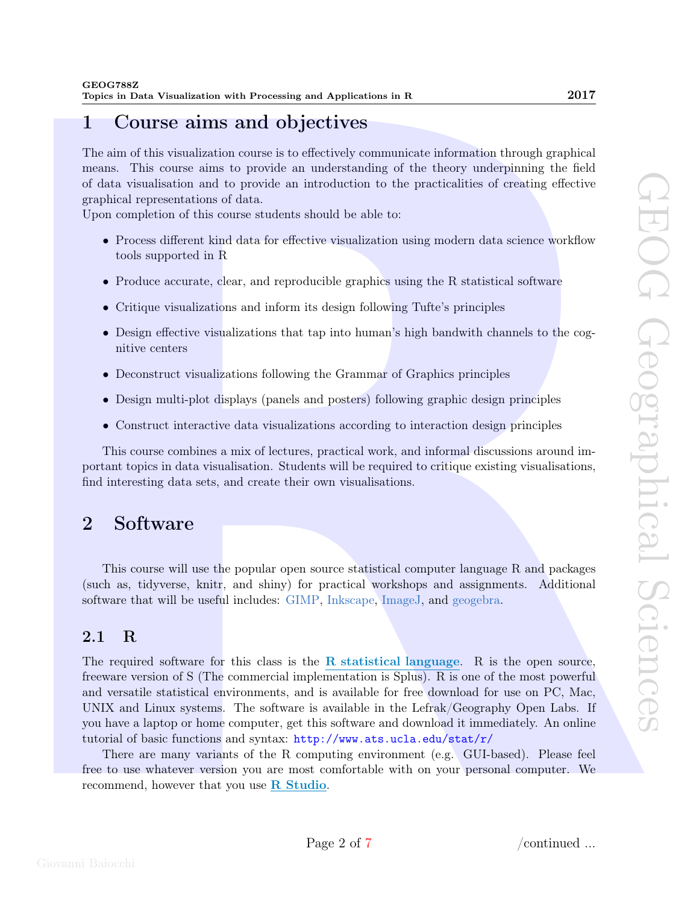# 1 Course aims and objectives

The aim of this visualization course is to effectively communicate information through graphical means. This course aims to provide an understanding of the theory underpinning the field of data visualisation and to provide an introduction to the practicalities of creating effective graphical representations of data.
Upon completion of this course students should be able to:

- Process different kind data for effective visualization using modern data science workflow tools supported in R
- Produce accurate, clear, and reproducible graphics using the R statistical software
- Critique visualizations and inform its design following Tufte's principles
- Design effective visualizations that tap into human's high bandwith channels to the cognitive centers
- Deconstruct visualizations following the Grammar of Graphics principles
- Design multi-plot displays (panels and posters) following graphic design principles
- Construct interactive data visualizations according to interaction design principles

This course combines a mix of lectures, practical work, and informal discussions around important topics in data visualisation. Students will be required to critique existing visualisations, find interesting data sets, and create their own visualisations.

# 2 Software

This course will use the popular open source statistical computer language R and packages (such as, tidyverse, knitr, and shiny) for practical workshops and assignments. Additional software that will be useful includes: GIMP, Inkscape, ImageJ, and geogebra.

## 2.1 R

The required software for this class is the **R statistical language**. R is the open source, freeware version of S (The commercial implementation is Splus). R is one of the most powerful and versatile statistical environments, and is available for free download for use on PC, Mac, UNIX and Linux systems. The software is available in the Lefrak/Geography Open Labs. If you have a laptop or home computer, get this software and download it immediately. An online tutorial of basic functions and syntax: `http://www.ats.ucla.edu/stat/r/`

There are many variants of the R computing environment (e.g. GUI-based). Please feel free to use whatever version you are most comfortable with on your personal computer. We recommend, however that you use **R Studio**.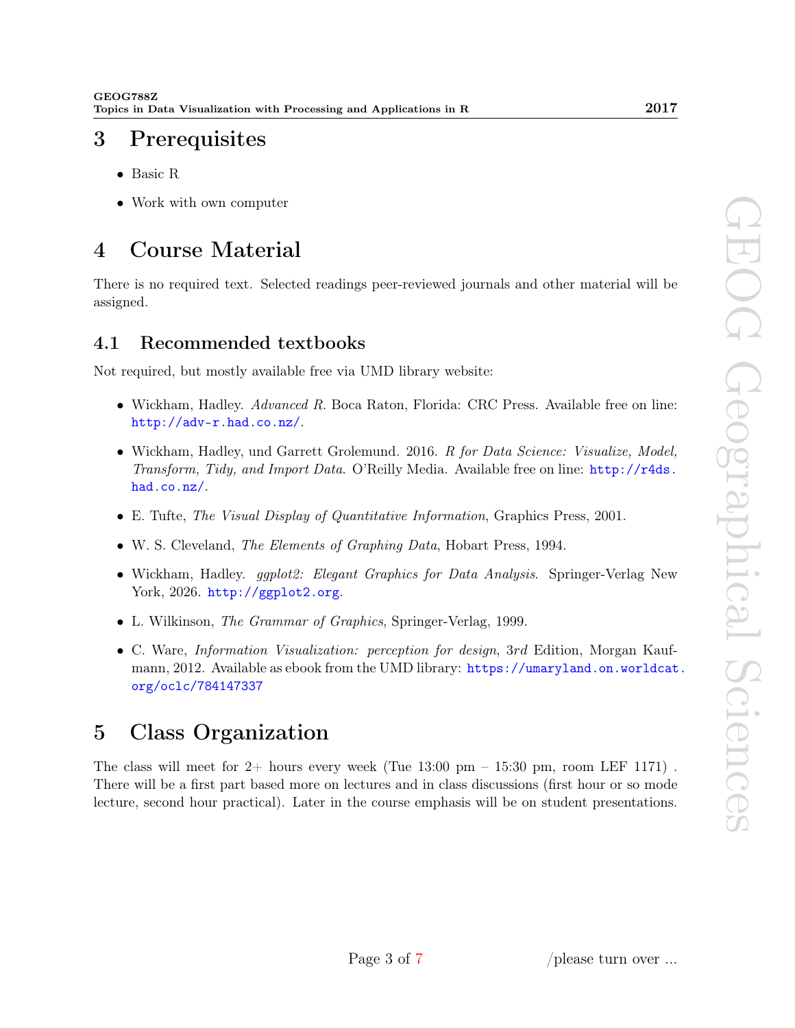## 3 Prerequisites

- Basic R
- Work with own computer

## 4 Course Material

There is no required text. Selected readings peer-reviewed journals and other material will be assigned.

### 4.1 Recommended textbooks

Not required, but mostly available free via UMD library website:

- Wickham, Hadley. *Advanced R*. Boca Raton, Florida: CRC Press. Available free on line: http://adv-r.had.co.nz/.
- Wickham, Hadley, und Garrett Grolemund. 2016. *R for Data Science: Visualize, Model, Transform, Tidy, and Import Data*. O'Reilly Media. Available free on line: http://r4ds.had.co.nz/.
- E. Tufte, *The Visual Display of Quantitative Information*, Graphics Press, 2001.
- W. S. Cleveland, *The Elements of Graphing Data*, Hobart Press, 1994.
- Wickham, Hadley. *ggplot2: Elegant Graphics for Data Analysis*. Springer-Verlag New York, 2026. http://ggplot2.org.
- L. Wilkinson, *The Grammar of Graphics*, Springer-Verlag, 1999.
- C. Ware, *Information Visualization: perception for design*, 3rd Edition, Morgan Kaufmann, 2012. Available as ebook from the UMD library: https://umaryland.on.worldcat.org/oclc/784147337

## 5 Class Organization

The class will meet for 2+ hours every week (Tue 13:00 pm – 15:30 pm, room LEF 1171) . There will be a first part based more on lectures and in class discussions (first hour or so mode lecture, second hour practical). Later in the course emphasis will be on student presentations.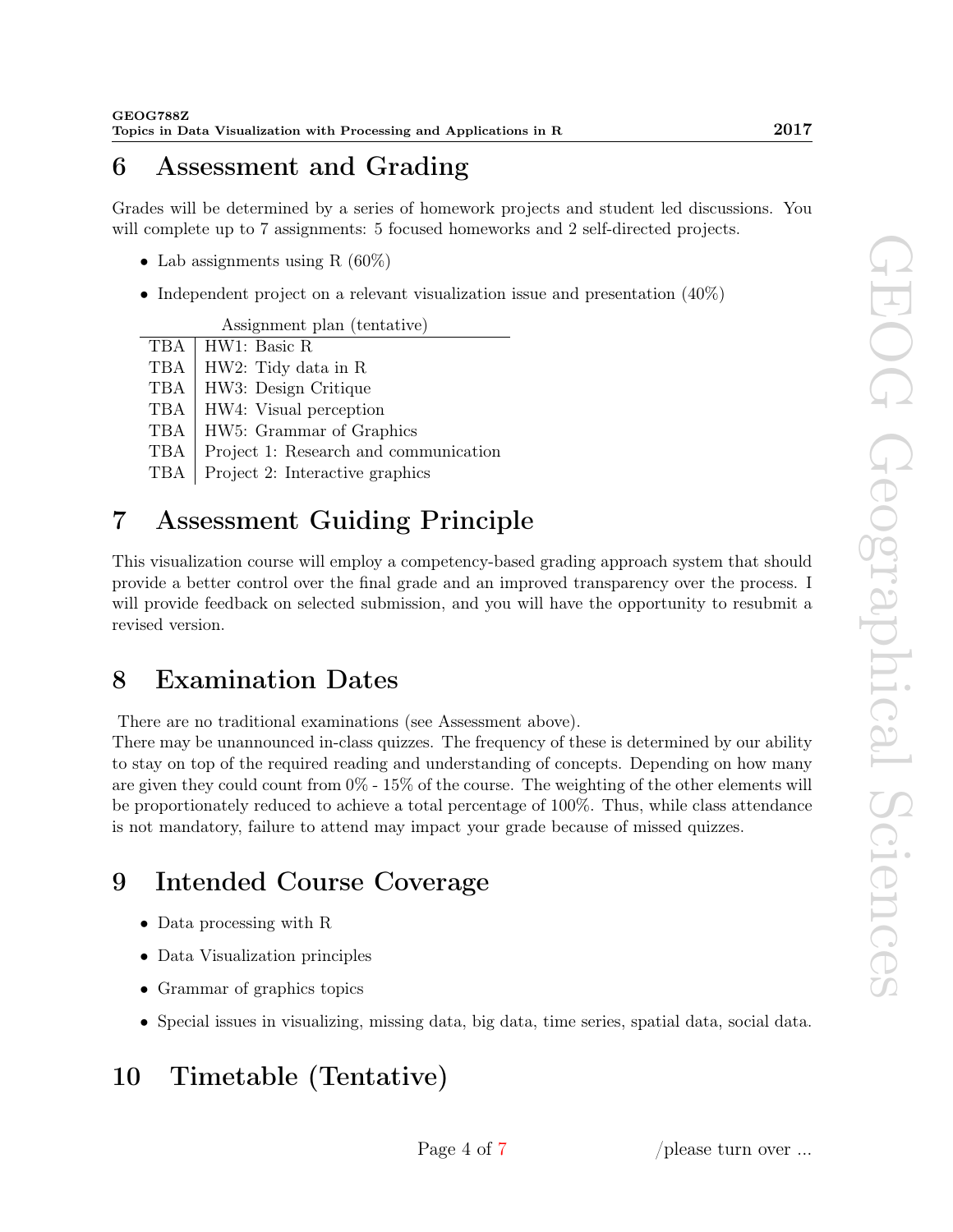## 6 Assessment and Grading

Grades will be determined by a series of homework projects and student led discussions. You will complete up to 7 assignments: 5 focused homeworks and 2 self-directed projects.

- Lab assignments using R (60%)
- Independent project on a relevant visualization issue and presentation (40%)

Assignment plan (tentative)

| | |
|---|---|
| TBA | HW1: Basic R |
| TBA | HW2: Tidy data in R |
| TBA | HW3: Design Critique |
| TBA | HW4: Visual perception |
| TBA | HW5: Grammar of Graphics |
| TBA | Project 1: Research and communication |
| TBA | Project 2: Interactive graphics |

## 7 Assessment Guiding Principle

This visualization course will employ a competency-based grading approach system that should provide a better control over the final grade and an improved transparency over the process. I will provide feedback on selected submission, and you will have the opportunity to resubmit a revised version.

## 8 Examination Dates

There are no traditional examinations (see Assessment above).
There may be unannounced in-class quizzes. The frequency of these is determined by our ability to stay on top of the required reading and understanding of concepts. Depending on how many are given they could count from 0% - 15% of the course. The weighting of the other elements will be proportionately reduced to achieve a total percentage of 100%. Thus, while class attendance is not mandatory, failure to attend may impact your grade because of missed quizzes.

## 9 Intended Course Coverage

- Data processing with R
- Data Visualization principles
- Grammar of graphics topics
- Special issues in visualizing, missing data, big data, time series, spatial data, social data.

## 10 Timetable (Tentative)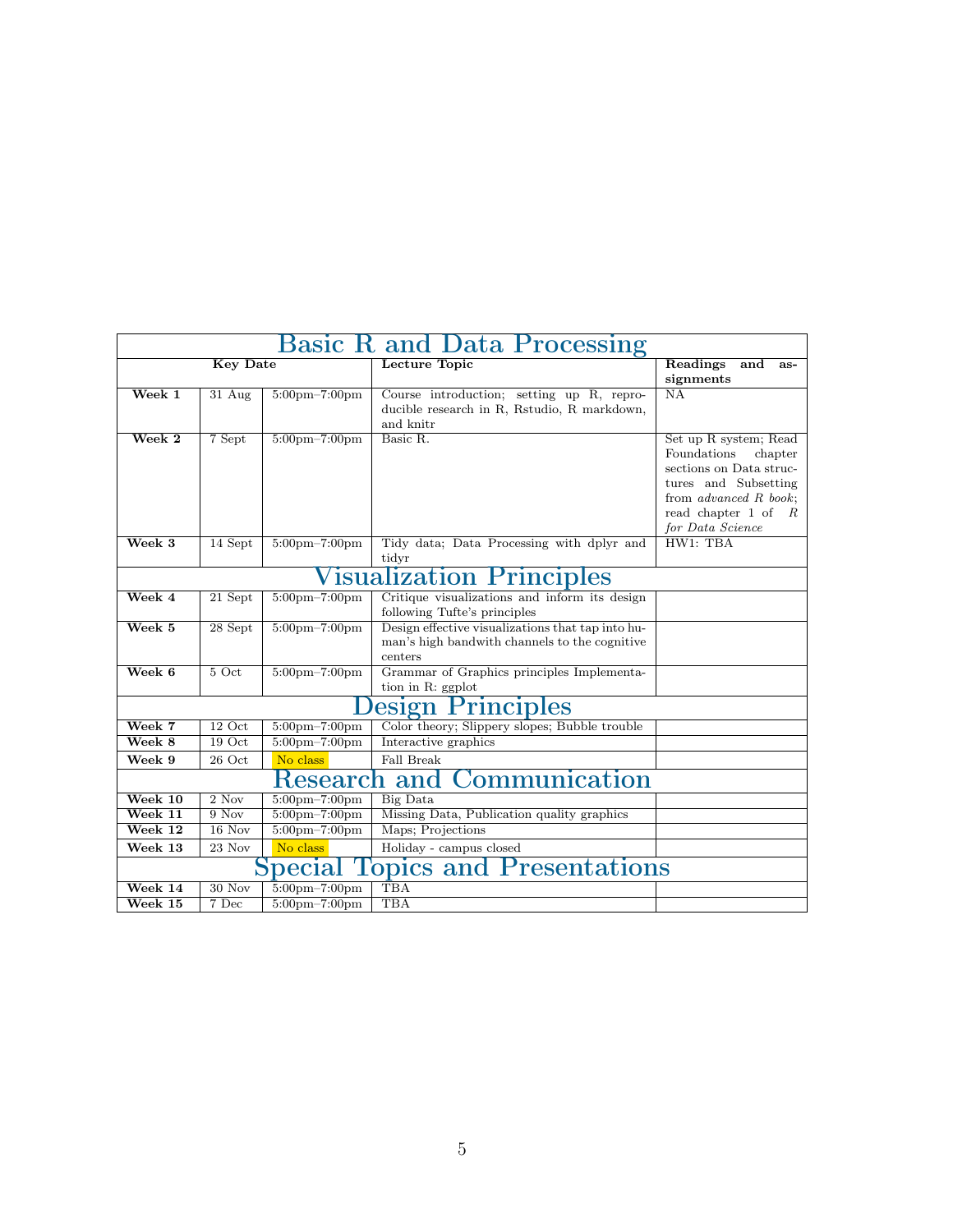| Key Date | | | Lecture Topic | Readings and assignments |
|---|---|---|---|---|
| **Basic R and Data Processing** | | | | |
| **Week 1** | 31 Aug | 5:00pm–7:00pm | Course introduction; setting up R, reproducible research in R, Rstudio, R markdown, and knitr | NA |
| **Week 2** | 7 Sept | 5:00pm–7:00pm | Basic R. | Set up R system; Read Foundations chapter sections on Data structures and Subsetting from *advanced R book*; read chapter 1 of *R for Data Science* |
| **Week 3** | 14 Sept | 5:00pm–7:00pm | Tidy data; Data Processing with dplyr and tidyr | HW1: TBA |
| **Visualization Principles** | | | | |
| **Week 4** | 21 Sept | 5:00pm–7:00pm | Critique visualizations and inform its design following Tufte's principles | |
| **Week 5** | 28 Sept | 5:00pm–7:00pm | Design effective visualizations that tap into human's high bandwith channels to the cognitive centers | |
| **Week 6** | 5 Oct | 5:00pm–7:00pm | Grammar of Graphics principles Implementation in R: ggplot | |
| **Design Principles** | | | | |
| **Week 7** | 12 Oct | 5:00pm–7:00pm | Color theory; Slippery slopes; Bubble trouble | |
| **Week 8** | 19 Oct | 5:00pm–7:00pm | Interactive graphics | |
| **Week 9** | 26 Oct | No class | Fall Break | |
| **Research and Communication** | | | | |
| **Week 10** | 2 Nov | 5:00pm–7:00pm | Big Data | |
| **Week 11** | 9 Nov | 5:00pm–7:00pm | Missing Data, Publication quality graphics | |
| **Week 12** | 16 Nov | 5:00pm–7:00pm | Maps; Projections | |
| **Week 13** | 23 Nov | No class | Holiday - campus closed | |
| **Special Topics and Presentations** | | | | |
| **Week 14** | 30 Nov | 5:00pm–7:00pm | TBA | |
| **Week 15** | 7 Dec | 5:00pm–7:00pm | TBA | |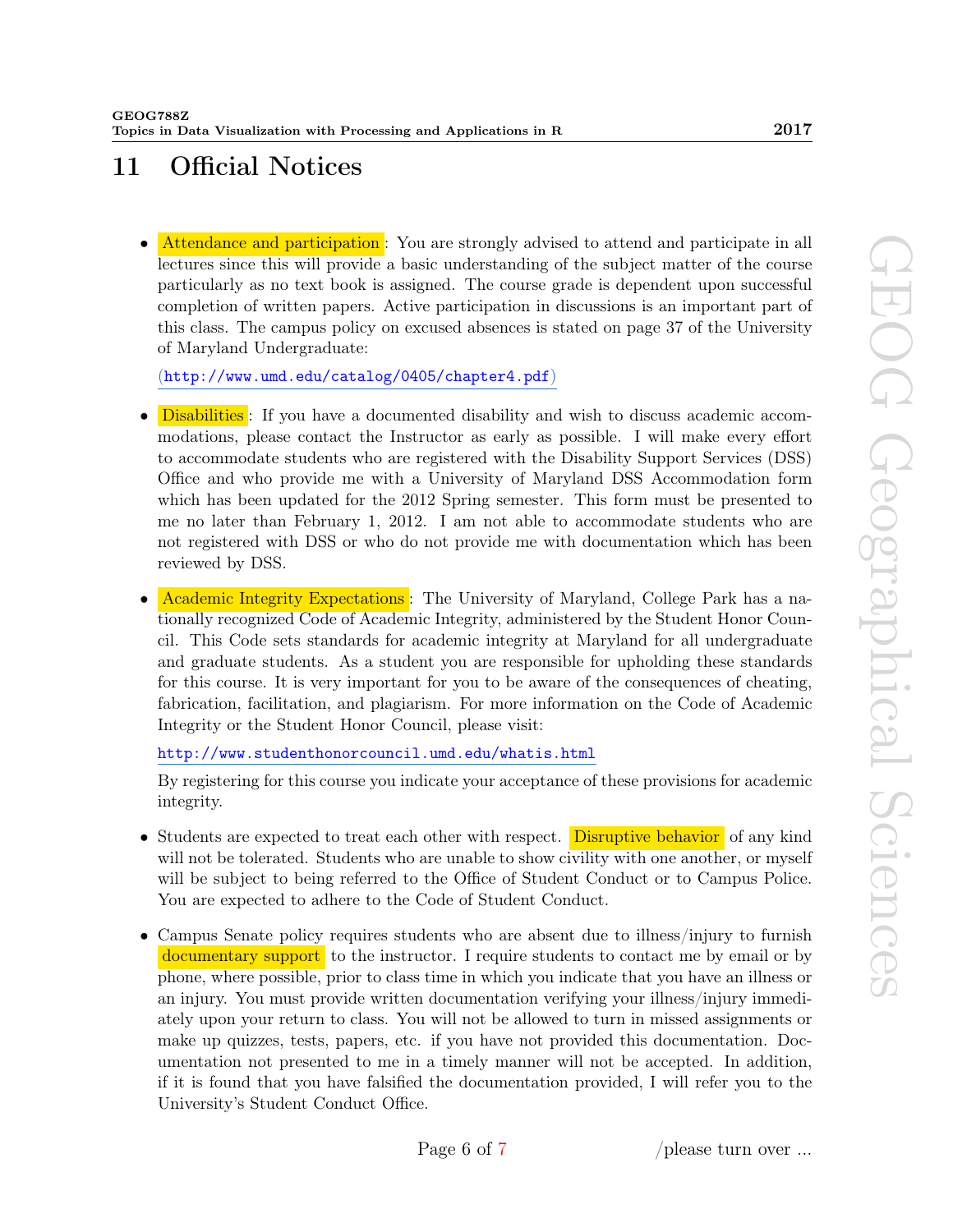## 11 Official Notices

- Attendance and participation: You are strongly advised to attend and participate in all lectures since this will provide a basic understanding of the subject matter of the course particularly as no text book is assigned. The course grade is dependent upon successful completion of written papers. Active participation in discussions is an important part of this class. The campus policy on excused absences is stated on page 37 of the University of Maryland Undergraduate:

  (http://www.umd.edu/catalog/0405/chapter4.pdf)

- Disabilities: If you have a documented disability and wish to discuss academic accommodations, please contact the Instructor as early as possible. I will make every effort to accommodate students who are registered with the Disability Support Services (DSS) Office and who provide me with a University of Maryland DSS Accommodation form which has been updated for the 2012 Spring semester. This form must be presented to me no later than February 1, 2012. I am not able to accommodate students who are not registered with DSS or who do not provide me with documentation which has been reviewed by DSS.

- Academic Integrity Expectations: The University of Maryland, College Park has a nationally recognized Code of Academic Integrity, administered by the Student Honor Council. This Code sets standards for academic integrity at Maryland for all undergraduate and graduate students. As a student you are responsible for upholding these standards for this course. It is very important for you to be aware of the consequences of cheating, fabrication, facilitation, and plagiarism. For more information on the Code of Academic Integrity or the Student Honor Council, please visit:

  http://www.studenthonorcouncil.umd.edu/whatis.html

  By registering for this course you indicate your acceptance of these provisions for academic integrity.

- Students are expected to treat each other with respect. Disruptive behavior of any kind will not be tolerated. Students who are unable to show civility with one another, or myself will be subject to being referred to the Office of Student Conduct or to Campus Police. You are expected to adhere to the Code of Student Conduct.

- Campus Senate policy requires students who are absent due to illness/injury to furnish documentary support to the instructor. I require students to contact me by email or by phone, where possible, prior to class time in which you indicate that you have an illness or an injury. You must provide written documentation verifying your illness/injury immediately upon your return to class. You will not be allowed to turn in missed assignments or make up quizzes, tests, papers, etc. if you have not provided this documentation. Documentation not presented to me in a timely manner will not be accepted. In addition, if it is found that you have falsified the documentation provided, I will refer you to the University's Student Conduct Office.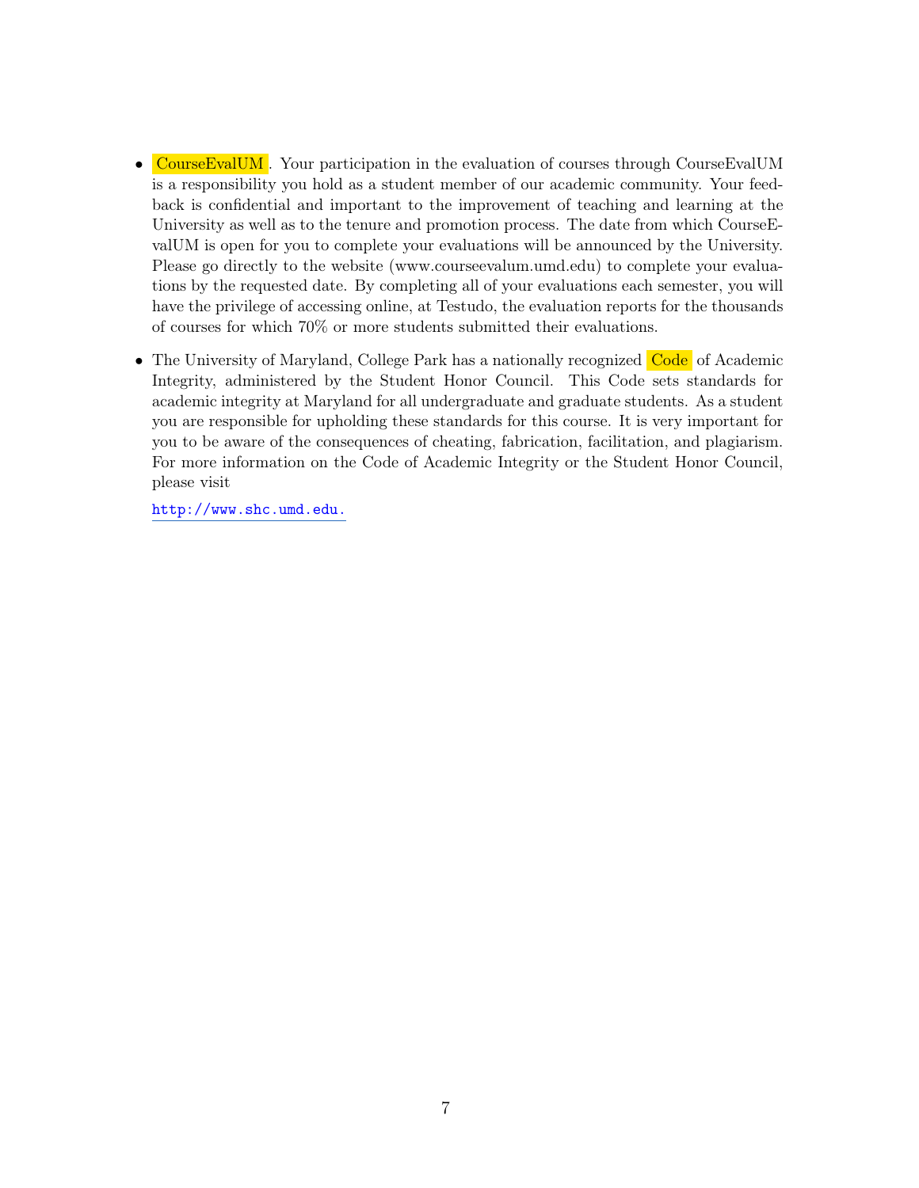- CourseEvalUM. Your participation in the evaluation of courses through CourseEvalUM is a responsibility you hold as a student member of our academic community. Your feedback is confidential and important to the improvement of teaching and learning at the University as well as to the tenure and promotion process. The date from which CourseEvalUM is open for you to complete your evaluations will be announced by the University. Please go directly to the website (www.courseevalum.umd.edu) to complete your evaluations by the requested date. By completing all of your evaluations each semester, you will have the privilege of accessing online, at Testudo, the evaluation reports for the thousands of courses for which 70% or more students submitted their evaluations.

- The University of Maryland, College Park has a nationally recognized Code of Academic Integrity, administered by the Student Honor Council. This Code sets standards for academic integrity at Maryland for all undergraduate and graduate students. As a student you are responsible for upholding these standards for this course. It is very important for you to be aware of the consequences of cheating, fabrication, facilitation, and plagiarism. For more information on the Code of Academic Integrity or the Student Honor Council, please visit

  http://www.shc.umd.edu.